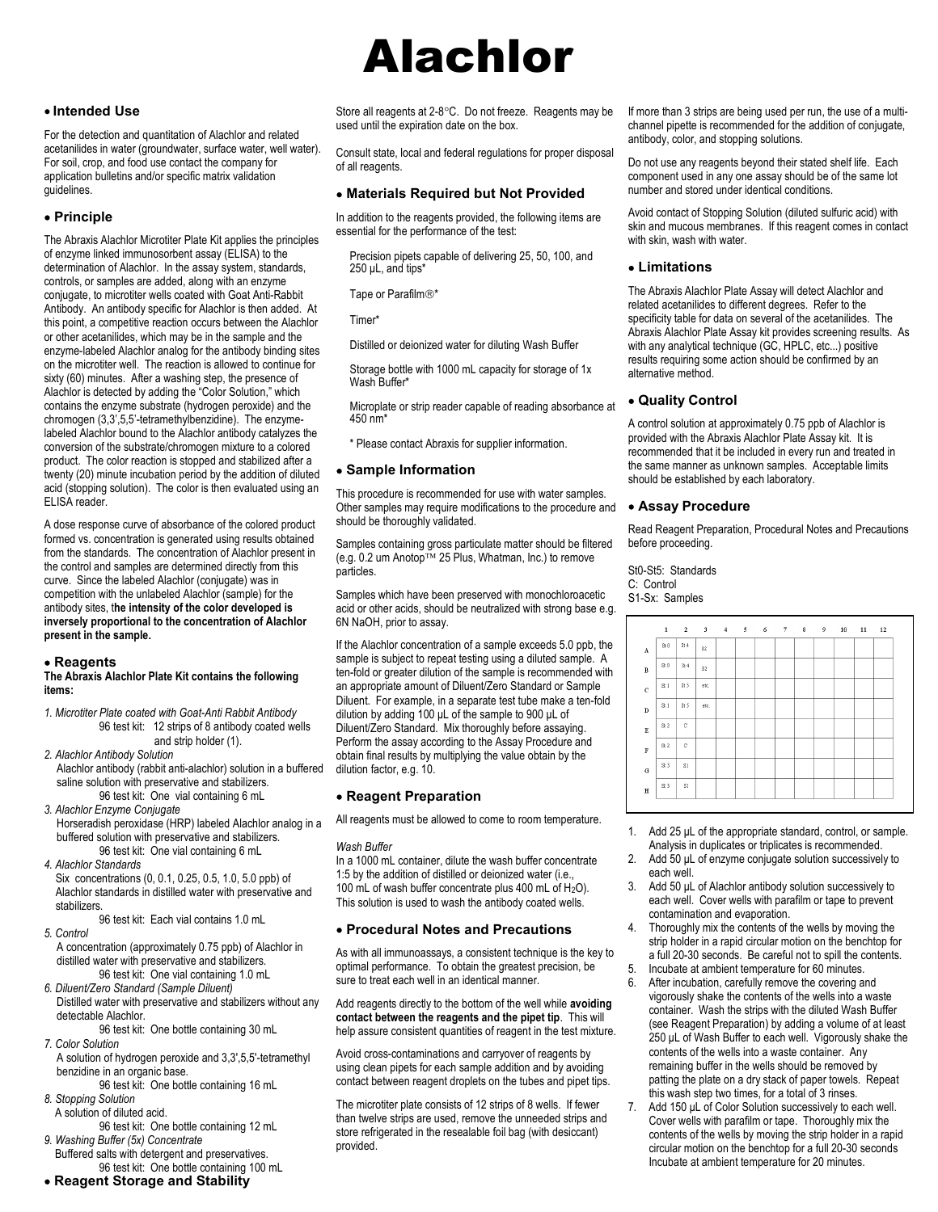# Alachlor

## Intended Use

For the detection and quantitation of Alachlor and related acetanilides in water (groundwater, surface water, well water). For soil, crop, and food use contact the company for application bulletins and/or specific matrix validation guidelines.

## Principle

The Abraxis Alachlor Microtiter Plate Kit applies the principles of enzyme linked immunosorbent assay (ELISA) to the determination of Alachlor. In the assay system, standards, controls, or samples are added, along with an enzyme conjugate, to microtiter wells coated with Goat Anti-Rabbit Antibody. An antibody specific for Alachlor is then added. At this point, a competitive reaction occurs between the Alachlor or other acetanilides, which may be in the sample and the enzyme-labeled Alachlor analog for the antibody binding sites on the microtiter well. The reaction is allowed to continue for sixty (60) minutes. After a washing step, the presence of Alachlor is detected by adding the "Color Solution," which contains the enzyme substrate (hydrogen peroxide) and the chromogen (3,3',5,5'-tetramethylbenzidine). The enzyme-labeled Alachlor bound to the Alachlor antibody catalyzes the conversion of the substrate/chromogen mixture to a colored product. The color reaction is stopped and stabilized after a twenty (20) minute incubation period by the addition of diluted acid (stopping solution). The color is then evaluated using an ELISA reader.

A dose response curve of absorbance of the colored product formed vs. concentration is generated using results obtained from the standards. The concentration of Alachlor present in the control and samples are determined directly from this curve. Since the labeled Alachlor (conjugate) was in competition with the unlabeled Alachlor (sample) for the antibody sites, **the intensity of the color developed is inversely proportional to the concentration of Alachlor present in the sample.**

## Reagents

**The Abraxis Alachlor Plate Kit contains the following items:**

1. *Microtiter Plate coated with Goat-Anti Rabbit Antibody*
   96 test kit: 12 strips of 8 antibody coated wells and strip holder (1).
2. *Alachlor Antibody Solution*
   Alachlor antibody (rabbit anti-alachlor) solution in a buffered saline solution with preservative and stabilizers.
   96 test kit: One vial containing 6 mL
3. *Alachlor Enzyme Conjugate*
   Horseradish peroxidase (HRP) labeled Alachlor analog in a buffered solution with preservative and stabilizers.
   96 test kit: One vial containing 6 mL
4. *Alachlor Standards*
   Six concentrations (0, 0.1, 0.25, 0.5, 1.0, 5.0 ppb) of Alachlor standards in distilled water with preservative and stabilizers.
   96 test kit: Each vial contains 1.0 mL
5. *Control*
   A concentration (approximately 0.75 ppb) of Alachlor in distilled water with preservative and stabilizers.
   96 test kit: One vial containing 1.0 mL
6. *Diluent/Zero Standard (Sample Diluent)*
   Distilled water with preservative and stabilizers without any detectable Alachlor.
   96 test kit: One bottle containing 30 mL
7. *Color Solution*
   A solution of hydrogen peroxide and 3,3',5,5'-tetramethyl benzidine in an organic base.
   96 test kit: One bottle containing 16 mL
8. *Stopping Solution*
   A solution of diluted acid.
   96 test kit: One bottle containing 12 mL
9. *Washing Buffer (5x) Concentrate*
   Buffered salts with detergent and preservatives.
   96 test kit: One bottle containing 100 mL

## Reagent Storage and Stability

Store all reagents at 2-8°C. Do not freeze. Reagents may be used until the expiration date on the box.

Consult state, local and federal regulations for proper disposal of all reagents.

## Materials Required but Not Provided

In addition to the reagents provided, the following items are essential for the performance of the test:

Precision pipets capable of delivering 25, 50, 100, and 250 µL, and tips*

Tape or Parafilm®*

Timer*

Distilled or deionized water for diluting Wash Buffer

Storage bottle with 1000 mL capacity for storage of 1x Wash Buffer*

Microplate or strip reader capable of reading absorbance at 450 nm*

\* Please contact Abraxis for supplier information.

## Sample Information

This procedure is recommended for use with water samples. Other samples may require modifications to the procedure and should be thoroughly validated.

Samples containing gross particulate matter should be filtered (e.g. 0.2 um Anotop™ 25 Plus, Whatman, Inc.) to remove particles.

Samples which have been preserved with monochloroacetic acid or other acids, should be neutralized with strong base e.g. 6N NaOH, prior to assay.

If the Alachlor concentration of a sample exceeds 5.0 ppb, the sample is subject to repeat testing using a diluted sample. A ten-fold or greater dilution of the sample is recommended with an appropriate amount of Diluent/Zero Standard or Sample Diluent. For example, in a separate test tube make a ten-fold dilution by adding 100 µL of the sample to 900 µL of Diluent/Zero Standard. Mix thoroughly before assaying. Perform the assay according to the Assay Procedure and obtain final results by multiplying the value obtain by the dilution factor, e.g. 10.

## Reagent Preparation

All reagents must be allowed to come to room temperature.

*Wash Buffer*

In a 1000 mL container, dilute the wash buffer concentrate 1:5 by the addition of distilled or deionized water (i.e., 100 mL of wash buffer concentrate plus 400 mL of $H_2O$). This solution is used to wash the antibody coated wells.

## Procedural Notes and Precautions

As with all immunoassays, a consistent technique is the key to optimal performance. To obtain the greatest precision, be sure to treat each well in an identical manner.

Add reagents directly to the bottom of the well while **avoiding contact between the reagents and the pipet tip**. This will help assure consistent quantities of reagent in the test mixture.

Avoid cross-contaminations and carryover of reagents by using clean pipets for each sample addition and by avoiding contact between reagent droplets on the tubes and pipet tips.

The microtiter plate consists of 12 strips of 8 wells. If fewer than twelve strips are used, remove the unneeded strips and store refrigerated in the resealable foil bag (with desiccant) provided.

If more than 3 strips are being used per run, the use of a multi-channel pipette is recommended for the addition of conjugate, antibody, color, and stopping solutions.

Do not use any reagents beyond their stated shelf life. Each component used in any one assay should be of the same lot number and stored under identical conditions.

Avoid contact of Stopping Solution (diluted sulfuric acid) with skin and mucous membranes. If this reagent comes in contact with skin, wash with water.

## Limitations

The Abraxis Alachlor Plate Assay will detect Alachlor and related acetanilides to different degrees. Refer to the specificity table for data on several of the acetanilides. The Abraxis Alachlor Plate Assay kit provides screening results. As with any analytical technique (GC, HPLC, etc...) positive results requiring some action should be confirmed by an alternative method.

## Quality Control

A control solution at approximately 0.75 ppb of Alachlor is provided with the Abraxis Alachlor Plate Assay kit. It is recommended that it be included in every run and treated in the same manner as unknown samples. Acceptable limits should be established by each laboratory.

## Assay Procedure

Read Reagent Preparation, Procedural Notes and Precautions before proceeding.

St0-St5: Standards
C: Control
S1-Sx: Samples

| | 1 | 2 | 3 | 4 | 5 | 6 | 7 | 8 | 9 | 10 | 11 | 12 |
|---|---|---|---|---|---|---|---|---|---|---|---|---|
| A | St 0 | St 4 | S2 | | | | | | | | | |
| B | St 0 | St 4 | S2 | | | | | | | | | |
| C | St 1 | St 5 | etc. | | | | | | | | | |
| D | St 1 | St 5 | etc. | | | | | | | | | |
| E | St 2 | C | | | | | | | | | | |
| F | St 2 | C | | | | | | | | | | |
| G | St 3 | S1 | | | | | | | | | | |
| H | St 3 | S1 | | | | | | | | | | |

1. Add 25 µL of the appropriate standard, control, or sample. Analysis in duplicates or triplicates is recommended.
2. Add 50 µL of enzyme conjugate solution successively to each well.
3. Add 50 µL of Alachlor antibody solution successively to each well. Cover wells with parafilm or tape to prevent contamination and evaporation.
4. Thoroughly mix the contents of the wells by moving the strip holder in a rapid circular motion on the benchtop for a full 20-30 seconds. Be careful not to spill the contents.
5. Incubate at ambient temperature for 60 minutes.
6. After incubation, carefully remove the covering and vigorously shake the contents of the wells into a waste container. Wash the strips with the diluted Wash Buffer (see Reagent Preparation) by adding a volume of at least 250 µL of Wash Buffer to each well. Vigorously shake the contents of the wells into a waste container. Any remaining buffer in the wells should be removed by patting the plate on a dry stack of paper towels. Repeat this wash step two times, for a total of 3 rinses.
7. Add 150 µL of Color Solution successively to each well. Cover wells with parafilm or tape. Thoroughly mix the contents of the wells by moving the strip holder in a rapid circular motion on the benchtop for a full 20-30 seconds Incubate at ambient temperature for 20 minutes.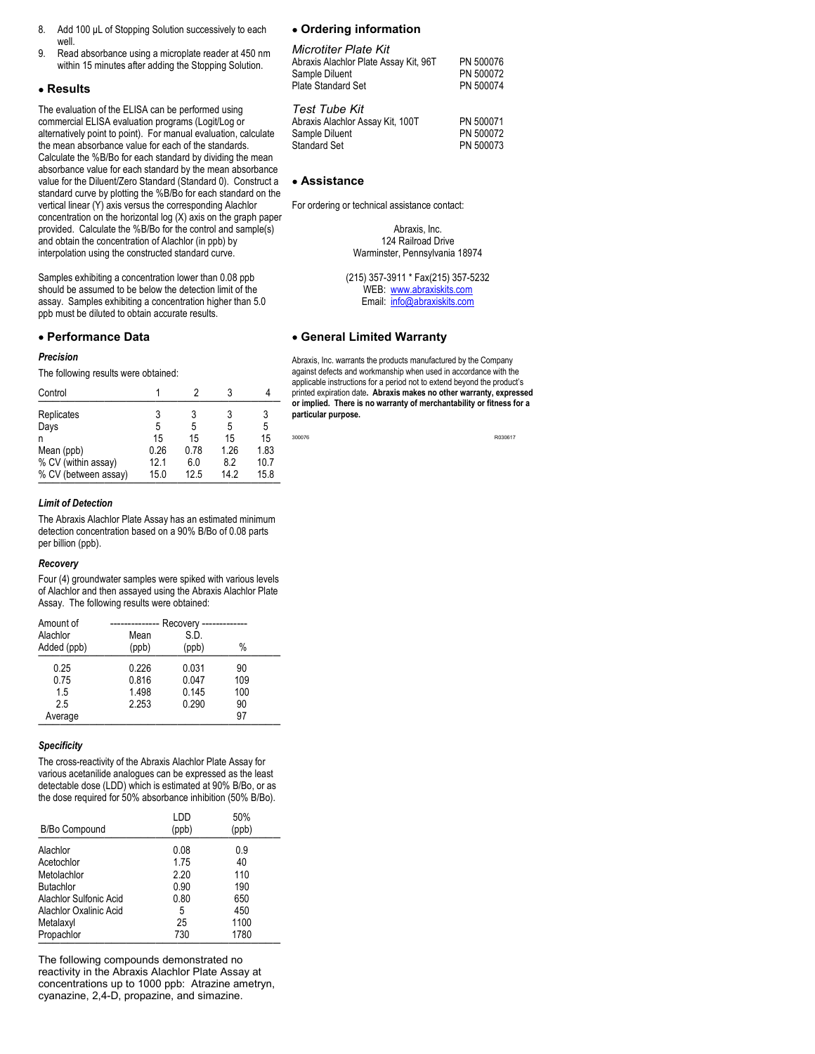8. Add 100 µL of Stopping Solution successively to each well.
9. Read absorbance using a microplate reader at 450 nm within 15 minutes after adding the Stopping Solution.

## • Results

The evaluation of the ELISA can be performed using commercial ELISA evaluation programs (Logit/Log or alternatively point to point). For manual evaluation, calculate the mean absorbance value for each of the standards. Calculate the %B/Bo for each standard by dividing the mean absorbance value for each standard by the mean absorbance value for the Diluent/Zero Standard (Standard 0). Construct a standard curve by plotting the %B/Bo for each standard on the vertical linear (Y) axis versus the corresponding Alachlor concentration on the horizontal log (X) axis on the graph paper provided. Calculate the %B/Bo for the control and sample(s) and obtain the concentration of Alachlor (in ppb) by interpolation using the constructed standard curve.

Samples exhibiting a concentration lower than 0.08 ppb should be assumed to be below the detection limit of the assay. Samples exhibiting a concentration higher than 5.0 ppb must be diluted to obtain accurate results.

## • Performance Data

### *Precision*

The following results were obtained:

| Control | 1 | 2 | 3 | 4 |
|---|---|---|---|---|
| Replicates | 3 | 3 | 3 | 3 |
| Days | 5 | 5 | 5 | 5 |
| n | 15 | 15 | 15 | 15 |
| Mean (ppb) | 0.26 | 0.78 | 1.26 | 1.83 |
| % CV (within assay) | 12.1 | 6.0 | 8.2 | 10.7 |
| % CV (between assay) | 15.0 | 12.5 | 14.2 | 15.8 |

### *Limit of Detection*

The Abraxis Alachlor Plate Assay has an estimated minimum detection concentration based on a 90% B/Bo of 0.08 parts per billion (ppb).

### *Recovery*

Four (4) groundwater samples were spiked with various levels of Alachlor and then assayed using the Abraxis Alachlor Plate Assay. The following results were obtained:

| Amount of Alachlor Added (ppb) | Recovery Mean (ppb) | S.D. (ppb) | % |
|---|---|---|---|
| 0.25 | 0.226 | 0.031 | 90 |
| 0.75 | 0.816 | 0.047 | 109 |
| 1.5 | 1.498 | 0.145 | 100 |
| 2.5 | 2.253 | 0.290 | 90 |
| Average | | | 97 |

### *Specificity*

The cross-reactivity of the Abraxis Alachlor Plate Assay for various acetanilide analogues can be expressed as the least detectable dose (LDD) which is estimated at 90% B/Bo, or as the dose required for 50% absorbance inhibition (50% B/Bo).

| B/Bo Compound | LDD (ppb) | 50% (ppb) |
|---|---|---|
| Alachlor | 0.08 | 0.9 |
| Acetochlor | 1.75 | 40 |
| Metolachlor | 2.20 | 110 |
| Butachlor | 0.90 | 190 |
| Alachlor Sulfonic Acid | 0.80 | 650 |
| Alachlor Oxalinic Acid | 5 | 450 |
| Metalaxyl | 25 | 1100 |
| Propachlor | 730 | 1780 |

The following compounds demonstrated no reactivity in the Abraxis Alachlor Plate Assay at concentrations up to 1000 ppb: Atrazine ametryn, cyanazine, 2,4-D, propazine, and simazine.

## • Ordering information

*Microtiter Plate Kit*

| | |
|---|---|
| Abraxis Alachlor Plate Assay Kit, 96T | PN 500076 |
| Sample Diluent | PN 500072 |
| Plate Standard Set | PN 500074 |

*Test Tube Kit*

| | |
|---|---|
| Abraxis Alachlor Assay Kit, 100T | PN 500071 |
| Sample Diluent | PN 500072 |
| Standard Set | PN 500073 |

## • Assistance

For ordering or technical assistance contact:

Abraxis, Inc.
124 Railroad Drive
Warminster, Pennsylvania 18974

(215) 357-3911 * Fax(215) 357-5232
WEB: www.abraxiskits.com
Email: info@abraxiskits.com

## • General Limited Warranty

Abraxis, Inc. warrants the products manufactured by the Company against defects and workmanship when used in accordance with the applicable instructions for a period not to extend beyond the product's printed expiration date**. Abraxis makes no other warranty, expressed or implied. There is no warranty of merchantability or fitness for a particular purpose.**

300076 R030617